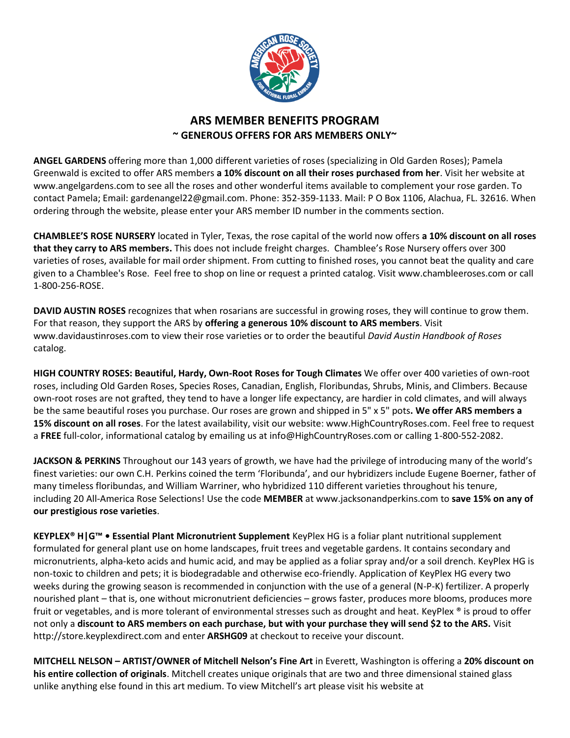# ARS MEMBER BENEFITS PROGRAM

## ~ GENEROUS OFFERS FOR ARS MEMBERS ONLY~

**ANGEL GARDENS** offering more than 1,000 different varieties of roses (specializing in Old Garden Roses); Pamela Greenwald is excited to offer ARS members **a 10% discount on all their roses purchased from her**. Visit her website at www.angelgardens.com to see all the roses and other wonderful items available to complement your rose garden. To contact Pamela; Email: gardenangel22@gmail.com. Phone: 352-359-1133. Mail: P O Box 1106, Alachua, FL. 32616. When ordering through the website, please enter your ARS member ID number in the comments section.

**CHAMBLEE'S ROSE NURSERY** located in Tyler, Texas, the rose capital of the world now offers **a 10% discount on all roses that they carry to ARS members.** This does not include freight charges. Chamblee's Rose Nursery offers over 300 varieties of roses, available for mail order shipment. From cutting to finished roses, you cannot beat the quality and care given to a Chamblee's Rose. Feel free to shop on line or request a printed catalog. Visit www.chambleeroses.com or call 1-800-256-ROSE.

**DAVID AUSTIN ROSES** recognizes that when rosarians are successful in growing roses, they will continue to grow them. For that reason, they support the ARS by **offering a generous 10% discount to ARS members**. Visit www.davidaustinroses.com to view their rose varieties or to order the beautiful *David Austin Handbook of Roses* catalog.

**HIGH COUNTRY ROSES: Beautiful, Hardy, Own-Root Roses for Tough Climates** We offer over 400 varieties of own-root roses, including Old Garden Roses, Species Roses, Canadian, English, Floribundas, Shrubs, Minis, and Climbers. Because own-root roses are not grafted, they tend to have a longer life expectancy, are hardier in cold climates, and will always be the same beautiful roses you purchase. Our roses are grown and shipped in 5" x 5" pots**. We offer ARS members a 15% discount on all roses**. For the latest availability, visit our website: www.HighCountryRoses.com. Feel free to request a **FREE** full-color, informational catalog by emailing us at info@HighCountryRoses.com or calling 1-800-552-2082.

**JACKSON & PERKINS** Throughout our 143 years of growth, we have had the privilege of introducing many of the world's finest varieties: our own C.H. Perkins coined the term 'Floribunda', and our hybridizers include Eugene Boerner, father of many timeless floribundas, and William Warriner, who hybridized 110 different varieties throughout his tenure, including 20 All-America Rose Selections! Use the code **MEMBER** at www.jacksonandperkins.com to **save 15% on any of our prestigious rose varieties**.

**KEYPLEX® H|G™ • Essential Plant Micronutrient Supplement** KeyPlex HG is a foliar plant nutritional supplement formulated for general plant use on home landscapes, fruit trees and vegetable gardens. It contains secondary and micronutrients, alpha-keto acids and humic acid, and may be applied as a foliar spray and/or a soil drench. KeyPlex HG is non-toxic to children and pets; it is biodegradable and otherwise eco-friendly. Application of KeyPlex HG every two weeks during the growing season is recommended in conjunction with the use of a general (N-P-K) fertilizer. A properly nourished plant – that is, one without micronutrient deficiencies – grows faster, produces more blooms, produces more fruit or vegetables, and is more tolerant of environmental stresses such as drought and heat. KeyPlex ® is proud to offer not only a **discount to ARS members on each purchase, but with your purchase they will send $2 to the ARS.** Visit http://store.keyplexdirect.com and enter **ARSHG09** at checkout to receive your discount.

**MITCHELL NELSON – ARTIST/OWNER of Mitchell Nelson's Fine Art** in Everett, Washington is offering a **20% discount on his entire collection of originals**. Mitchell creates unique originals that are two and three dimensional stained glass unlike anything else found in this art medium. To view Mitchell's art please visit his website at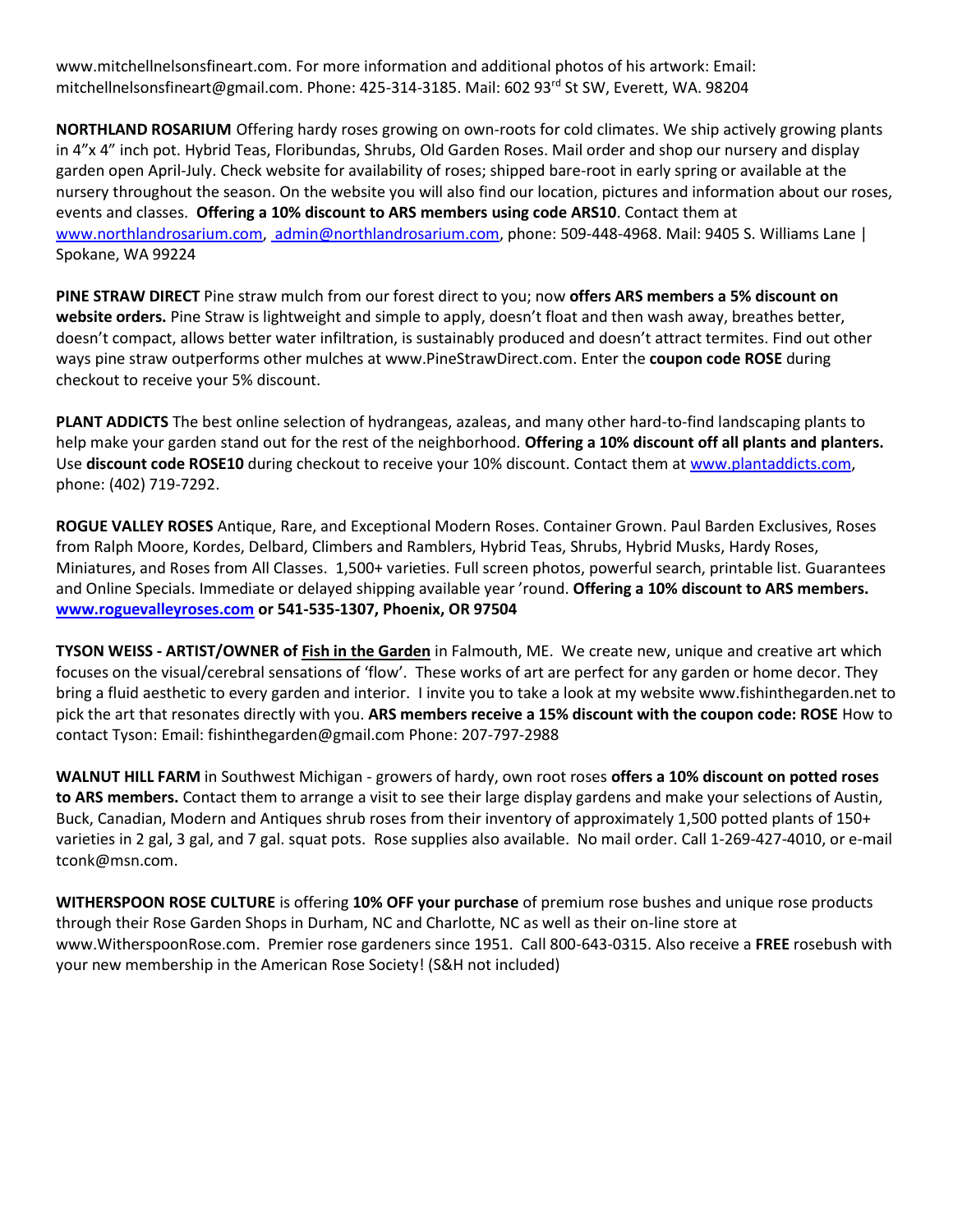www.mitchellnelsonsfineart.com. For more information and additional photos of his artwork: Email: mitchellnelsonsfineart@gmail.com. Phone: 425-314-3185. Mail: 602 93rd St SW, Everett, WA. 98204

**NORTHLAND ROSARIUM** Offering hardy roses growing on own-roots for cold climates. We ship actively growing plants in 4"x 4" inch pot. Hybrid Teas, Floribundas, Shrubs, Old Garden Roses. Mail order and shop our nursery and display garden open April-July. Check website for availability of roses; shipped bare-root in early spring or available at the nursery throughout the season. On the website you will also find our location, pictures and information about our roses, events and classes. **Offering a 10% discount to ARS members using code ARS10**. Contact them at www.northlandrosarium.com, admin@northlandrosarium.com, phone: 509-448-4968. Mail: 9405 S. Williams Lane | Spokane, WA 99224

**PINE STRAW DIRECT** Pine straw mulch from our forest direct to you; now **offers ARS members a 5% discount on website orders.** Pine Straw is lightweight and simple to apply, doesn't float and then wash away, breathes better, doesn't compact, allows better water infiltration, is sustainably produced and doesn't attract termites. Find out other ways pine straw outperforms other mulches at www.PineStrawDirect.com. Enter the **coupon code ROSE** during checkout to receive your 5% discount.

**PLANT ADDICTS** The best online selection of hydrangeas, azaleas, and many other hard-to-find landscaping plants to help make your garden stand out for the rest of the neighborhood. **Offering a 10% discount off all plants and planters.** Use **discount code ROSE10** during checkout to receive your 10% discount. Contact them at www.plantaddicts.com, phone: (402) 719-7292.

**ROGUE VALLEY ROSES** Antique, Rare, and Exceptional Modern Roses. Container Grown. Paul Barden Exclusives, Roses from Ralph Moore, Kordes, Delbard, Climbers and Ramblers, Hybrid Teas, Shrubs, Hybrid Musks, Hardy Roses, Miniatures, and Roses from All Classes. 1,500+ varieties. Full screen photos, powerful search, printable list. Guarantees and Online Specials. Immediate or delayed shipping available year 'round. **Offering a 10% discount to ARS members. www.roguevalleyroses.com or 541-535-1307, Phoenix, OR 97504**

**TYSON WEISS - ARTIST/OWNER of Fish in the Garden** in Falmouth, ME. We create new, unique and creative art which focuses on the visual/cerebral sensations of 'flow'. These works of art are perfect for any garden or home decor. They bring a fluid aesthetic to every garden and interior. I invite you to take a look at my website www.fishinthegarden.net to pick the art that resonates directly with you. **ARS members receive a 15% discount with the coupon code: ROSE** How to contact Tyson: Email: fishinthegarden@gmail.com Phone: 207-797-2988

**WALNUT HILL FARM** in Southwest Michigan - growers of hardy, own root roses **offers a 10% discount on potted roses to ARS members.** Contact them to arrange a visit to see their large display gardens and make your selections of Austin, Buck, Canadian, Modern and Antiques shrub roses from their inventory of approximately 1,500 potted plants of 150+ varieties in 2 gal, 3 gal, and 7 gal. squat pots. Rose supplies also available. No mail order. Call 1-269-427-4010, or e-mail tconk@msn.com.

**WITHERSPOON ROSE CULTURE** is offering **10% OFF your purchase** of premium rose bushes and unique rose products through their Rose Garden Shops in Durham, NC and Charlotte, NC as well as their on-line store at www.WitherspoonRose.com. Premier rose gardeners since 1951. Call 800-643-0315. Also receive a **FREE** rosebush with your new membership in the American Rose Society! (S&H not included)